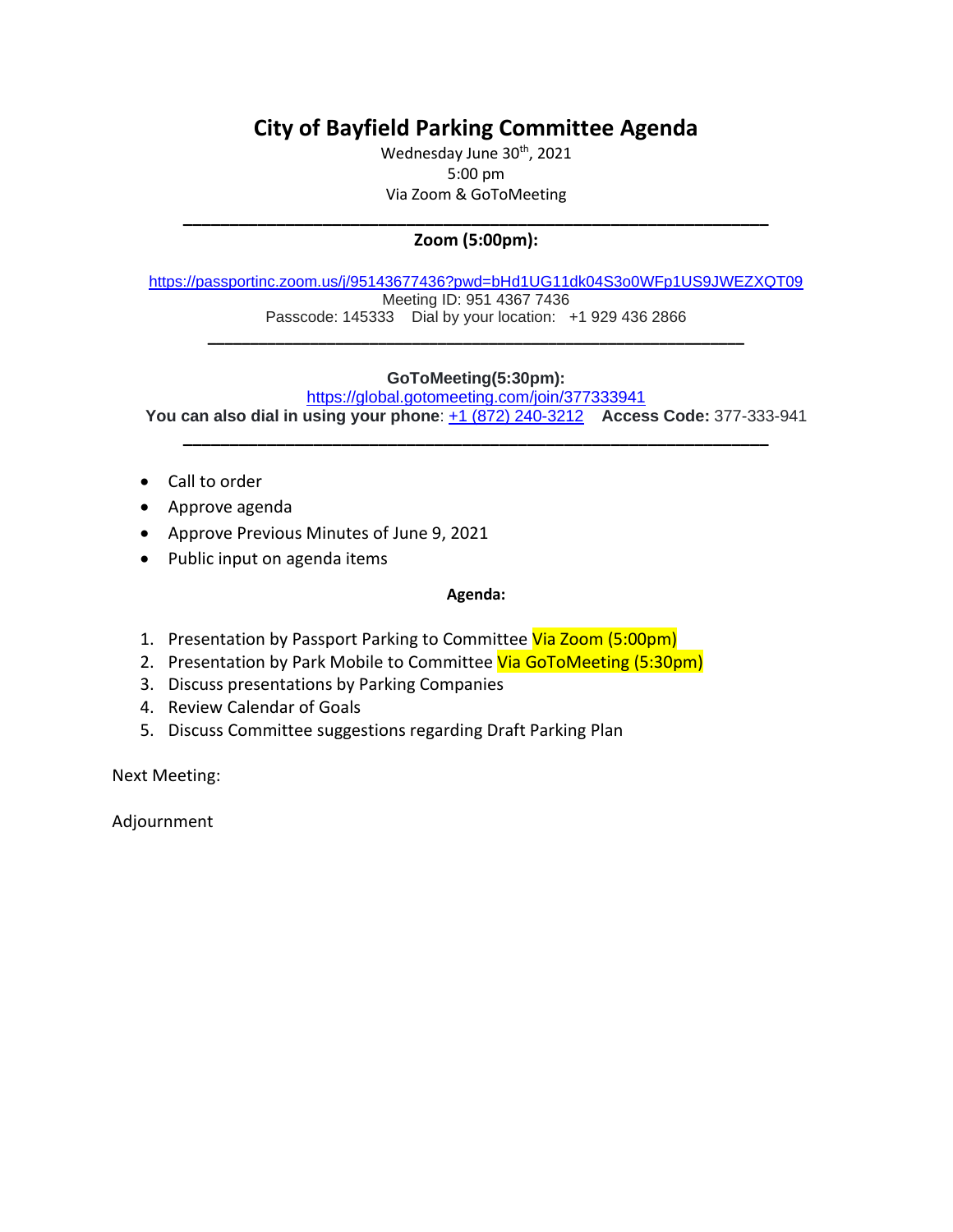# City of Bayfield Parking Committee Agenda

Wednesday June 30th, 2021
5:00 pm
Via Zoom & GoToMeeting

---

**Zoom (5:00pm):**

https://passportinc.zoom.us/j/95143677436?pwd=bHd1UG11dk04S3o0WFp1US9JWEZXQT09
Meeting ID: 951 4367 7436
Passcode: 145333 Dial by your location: +1 929 436 2866

---

**GoToMeeting(5:30pm):**
https://global.gotomeeting.com/join/377333941
**You can also dial in using your phone**: +1 (872) 240-3212 **Access Code:** 377-333-941

---

- Call to order
- Approve agenda
- Approve Previous Minutes of June 9, 2021
- Public input on agenda items

**Agenda:**

1. Presentation by Passport Parking to Committee Via Zoom (5:00pm)
2. Presentation by Park Mobile to Committee Via GoToMeeting (5:30pm)
3. Discuss presentations by Parking Companies
4. Review Calendar of Goals
5. Discuss Committee suggestions regarding Draft Parking Plan

Next Meeting:

Adjournment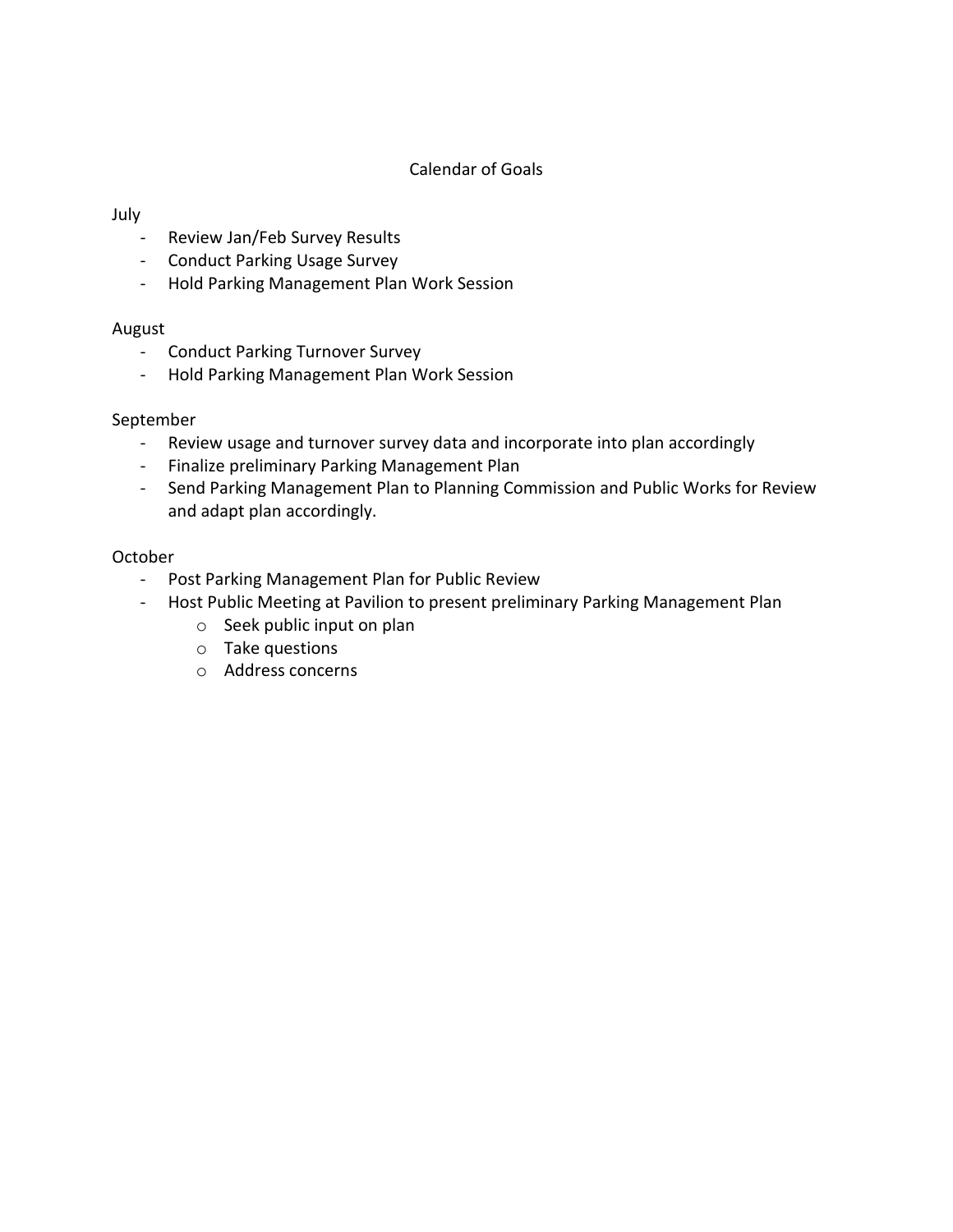## Calendar of Goals

July

- Review Jan/Feb Survey Results
- Conduct Parking Usage Survey
- Hold Parking Management Plan Work Session

August

- Conduct Parking Turnover Survey
- Hold Parking Management Plan Work Session

September

- Review usage and turnover survey data and incorporate into plan accordingly
- Finalize preliminary Parking Management Plan
- Send Parking Management Plan to Planning Commission and Public Works for Review and adapt plan accordingly.

October

- Post Parking Management Plan for Public Review
- Host Public Meeting at Pavilion to present preliminary Parking Management Plan
  - Seek public input on plan
  - Take questions
  - Address concerns